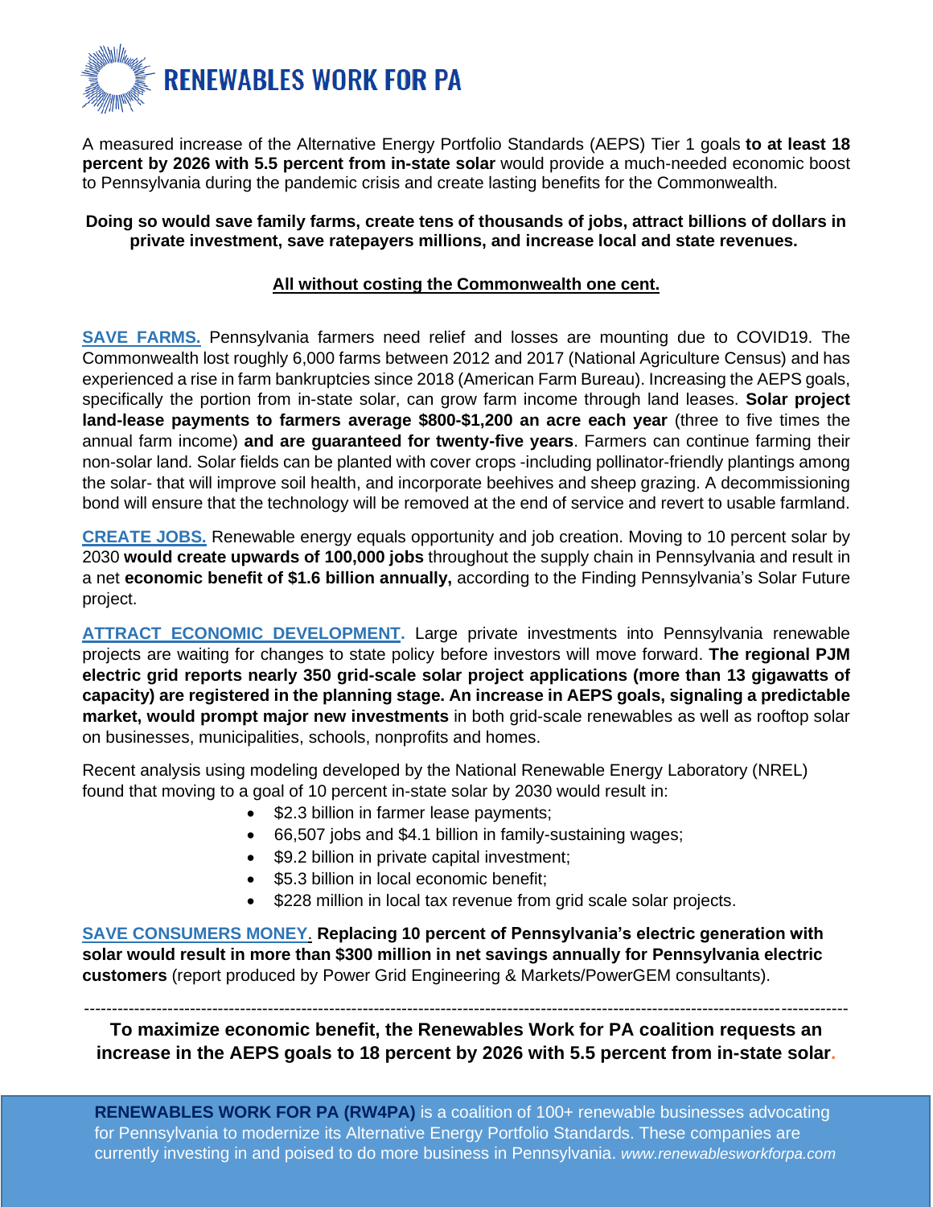# RENEWABLES WORK FOR PA

A measured increase of the Alternative Energy Portfolio Standards (AEPS) Tier 1 goals **to at least 18 percent by 2026 with 5.5 percent from in-state solar** would provide a much-needed economic boost to Pennsylvania during the pandemic crisis and create lasting benefits for the Commonwealth.

**Doing so would save family farms, create tens of thousands of jobs, attract billions of dollars in private investment, save ratepayers millions, and increase local and state revenues.**

**All without costing the Commonwealth one cent.**

**SAVE FARMS.** Pennsylvania farmers need relief and losses are mounting due to COVID19. The Commonwealth lost roughly 6,000 farms between 2012 and 2017 (National Agriculture Census) and has experienced a rise in farm bankruptcies since 2018 (American Farm Bureau). Increasing the AEPS goals, specifically the portion from in-state solar, can grow farm income through land leases. **Solar project land-lease payments to farmers average $800-$1,200 an acre each year** (three to five times the annual farm income) **and are guaranteed for twenty-five years**. Farmers can continue farming their non-solar land. Solar fields can be planted with cover crops -including pollinator-friendly plantings among the solar- that will improve soil health, and incorporate beehives and sheep grazing. A decommissioning bond will ensure that the technology will be removed at the end of service and revert to usable farmland.

**CREATE JOBS.** Renewable energy equals opportunity and job creation. Moving to 10 percent solar by 2030 **would create upwards of 100,000 jobs** throughout the supply chain in Pennsylvania and result in a net **economic benefit of $1.6 billion annually,** according to the Finding Pennsylvania's Solar Future project.

**ATTRACT ECONOMIC DEVELOPMENT.** Large private investments into Pennsylvania renewable projects are waiting for changes to state policy before investors will move forward. **The regional PJM electric grid reports nearly 350 grid-scale solar project applications (more than 13 gigawatts of capacity) are registered in the planning stage. An increase in AEPS goals, signaling a predictable market, would prompt major new investments** in both grid-scale renewables as well as rooftop solar on businesses, municipalities, schools, nonprofits and homes.

Recent analysis using modeling developed by the National Renewable Energy Laboratory (NREL) found that moving to a goal of 10 percent in-state solar by 2030 would result in:

- $2.3 billion in farmer lease payments;
- 66,507 jobs and $4.1 billion in family-sustaining wages;
- $9.2 billion in private capital investment;
- $5.3 billion in local economic benefit;
- $228 million in local tax revenue from grid scale solar projects.

**SAVE CONSUMERS MONEY. Replacing 10 percent of Pennsylvania's electric generation with solar would result in more than $300 million in net savings annually for Pennsylvania electric customers** (report produced by Power Grid Engineering & Markets/PowerGEM consultants).

---

**To maximize economic benefit, the Renewables Work for PA coalition requests an increase in the AEPS goals to 18 percent by 2026 with 5.5 percent from in-state solar.**

**RENEWABLES WORK FOR PA (RW4PA)** is a coalition of 100+ renewable businesses advocating for Pennsylvania to modernize its Alternative Energy Portfolio Standards. These companies are currently investing in and poised to do more business in Pennsylvania. *www.renewablesworkforpa.com*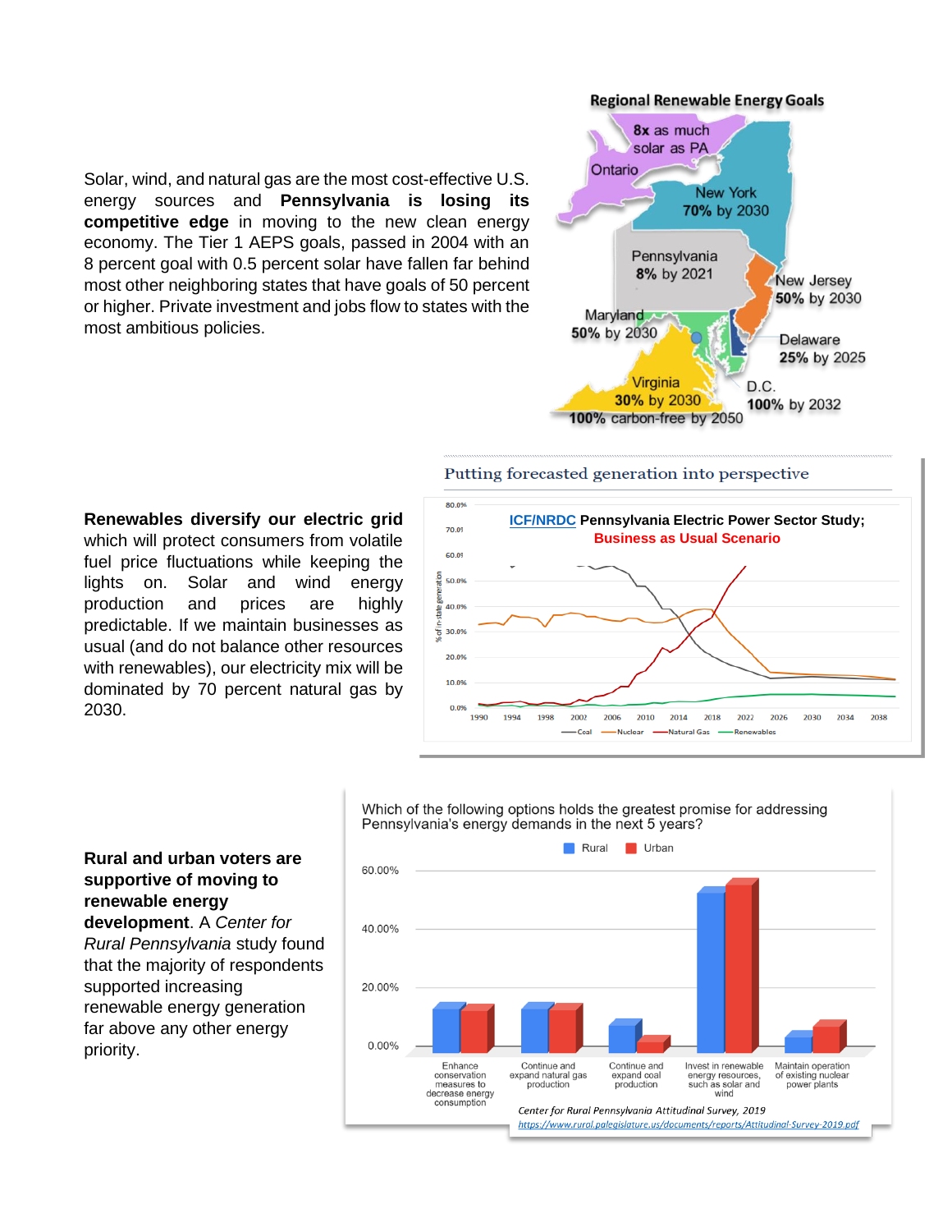Solar, wind, and natural gas are the most cost-effective U.S. energy sources and **Pennsylvania is losing its competitive edge** in moving to the new clean energy economy. The Tier 1 AEPS goals, passed in 2004 with an 8 percent goal with 0.5 percent solar have fallen far behind most other neighboring states that have goals of 50 percent or higher. Private investment and jobs flow to states with the most ambitious policies.

**Regional Renewable Energy Goals**

Ontario
8x as much solar as PA

New York
70% by 2030

Pennsylvania
8% by 2021

New Jersey
50% by 2030

Maryland
50% by 2030

Delaware
25% by 2025

Virginia
30% by 2030
100% carbon-free by 2050

D.C.
100% by 2032

**Renewables diversify our electric grid** which will protect consumers from volatile fuel price fluctuations while keeping the lights on. Solar and wind energy production and prices are highly predictable. If we maintain businesses as usual (and do not balance other resources with renewables), our electricity mix will be dominated by 70 percent natural gas by 2030.

Putting forecasted generation into perspective

ICF/NRDC **Pennsylvania Electric Power Sector Study;**
**Business as Usual Scenario**

% of in-state generation

80.0%
70.0%
60.0%
50.0%
40.0%
30.0%
20.0%
10.0%
0.0%

1990 1994 1998 2002 2006 2010 2014 2018 2022 2026 2030 2034 2038

Coal — Nuclear — Natural Gas — Renewables

**Rural and urban voters are supportive of moving to renewable energy development**. A *Center for Rural Pennsylvania* study found that the majority of respondents supported increasing renewable energy generation far above any other energy priority.

Which of the following options holds the greatest promise for addressing Pennsylvania's energy demands in the next 5 years?

Rural Urban

60.00%
40.00%
20.00%
0.00%

Enhance conservation measures to decrease energy consumption
Continue and expand natural gas production
Continue and expand coal production
Invest in renewable energy resources, such as solar and wind
Maintain operation of existing nuclear power plants

*Center for Rural Pennsylvania Attitudinal Survey, 2019*
https://www.rural.palegislature.us/documents/reports/Attitudinal-Survey-2019.pdf